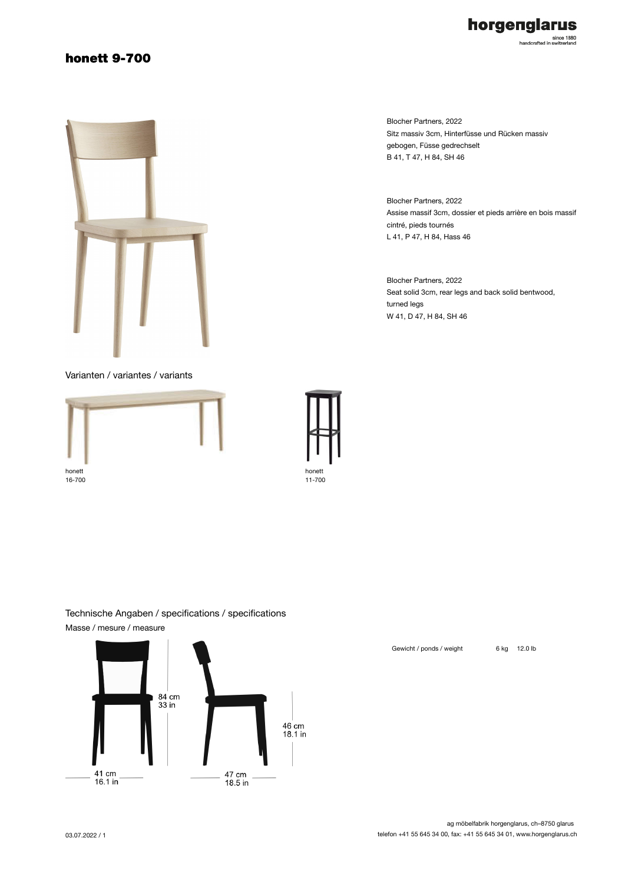horgenglarus
since 1880
handcrafted in switzerland

# honett 9-700

Blocher Partners, 2022
Sitz massiv 3cm, Hinterfüsse und Rücken massiv gebogen, Füsse gedrechselt
B 41, T 47, H 84, SH 46

Blocher Partners, 2022
Assise massif 3cm, dossier et pieds arrière en bois massif cintré, pieds tournés
L 41, P 47, H 84, Hass 46

Blocher Partners, 2022
Seat solid 3cm, rear legs and back solid bentwood, turned legs
W 41, D 47, H 84, SH 46

## Varianten / variantes / variants

honett
16-700

honett
11-700

## Technische Angaben / specifications / specifications

Masse / mesure / measure

84 cm
33 in

46 cm
18.1 in

41 cm
16.1 in

47 cm
18.5 in

| Gewicht / ponds / weight | 6 kg | 12.0 lb |
|---|---|---|

03.07.2022 / 1

ag möbelfabrik horgenglarus, ch–8750 glarus
telefon +41 55 645 34 00, fax: +41 55 645 34 01, www.horgenglarus.ch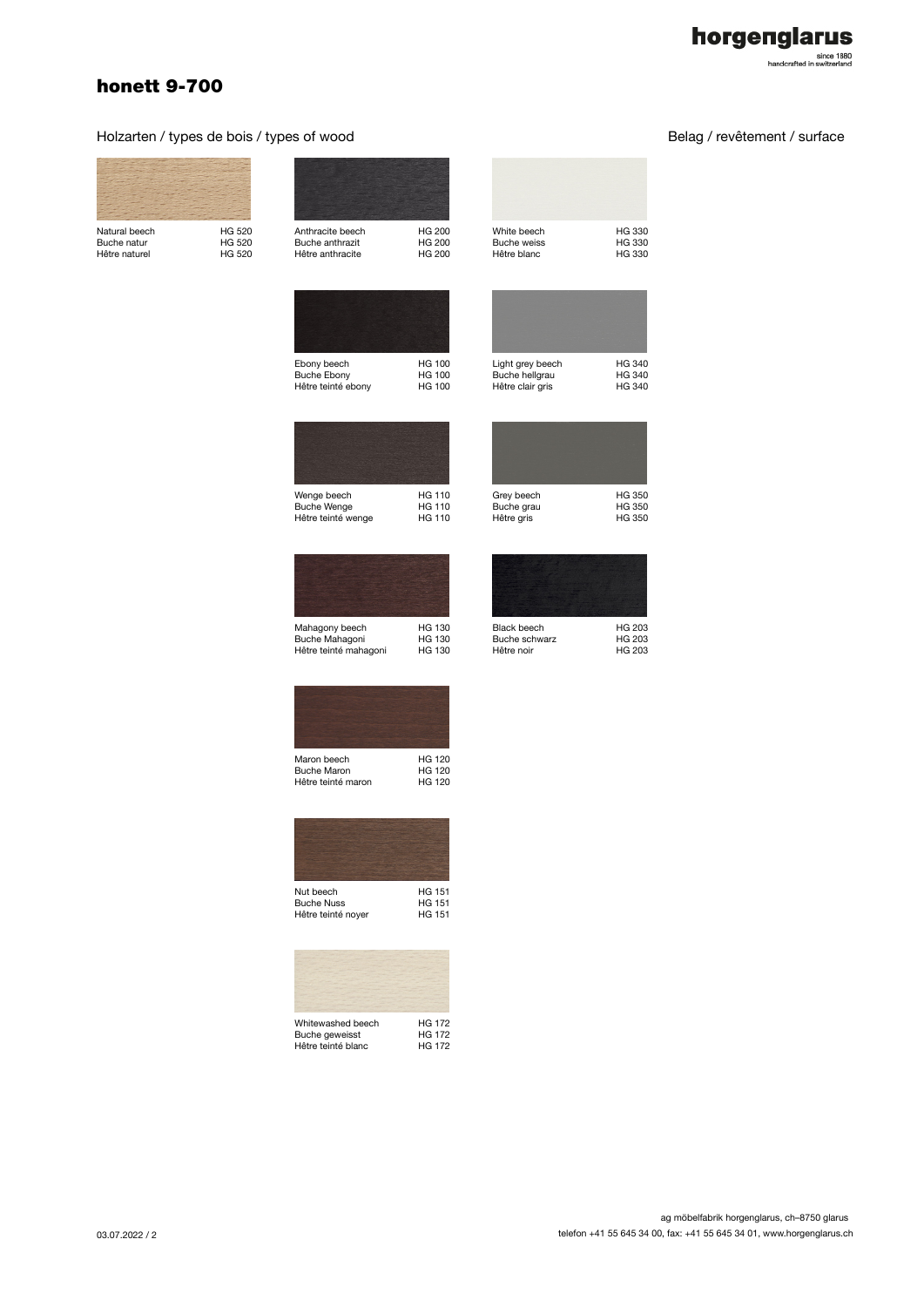## honett 9-700

### Holzarten / types de bois / types of wood

| | |
|---|---|
| Natural beech<br>Buche natur<br>Hêtre naturel | HG 520<br>HG 520<br>HG 520 |
| Anthracite beech<br>Buche anthrazit<br>Hêtre anthracite | HG 200<br>HG 200<br>HG 200 |
| Ebony beech<br>Buche Ebony<br>Hêtre teinté ebony | HG 100<br>HG 100<br>HG 100 |
| Wenge beech<br>Buche Wenge<br>Hêtre teinté wenge | HG 110<br>HG 110<br>HG 110 |
| Mahagony beech<br>Buche Mahagoni<br>Hêtre teinté mahagoni | HG 130<br>HG 130<br>HG 130 |
| Maron beech<br>Buche Maron<br>Hêtre teinté maron | HG 120<br>HG 120<br>HG 120 |
| Nut beech<br>Buche Nuss<br>Hêtre teinté noyer | HG 151<br>HG 151<br>HG 151 |
| Whitewashed beech<br>Buche geweisst<br>Hêtre teinté blanc | HG 172<br>HG 172<br>HG 172 |
| White beech<br>Buche weiss<br>Hêtre blanc | HG 330<br>HG 330<br>HG 330 |
| Light grey beech<br>Buche hellgrau<br>Hêtre clair gris | HG 340<br>HG 340<br>HG 340 |
| Grey beech<br>Buche grau<br>Hêtre gris | HG 350<br>HG 350<br>HG 350 |
| Black beech<br>Buche schwarz<br>Hêtre noir | HG 203<br>HG 203<br>HG 203 |

### Belag / revêtement / surface

03.07.2022 / 2

ag möbelfabrik horgenglarus, ch–8750 glarus
telefon +41 55 645 34 00, fax: +41 55 645 34 01, www.horgenglarus.ch